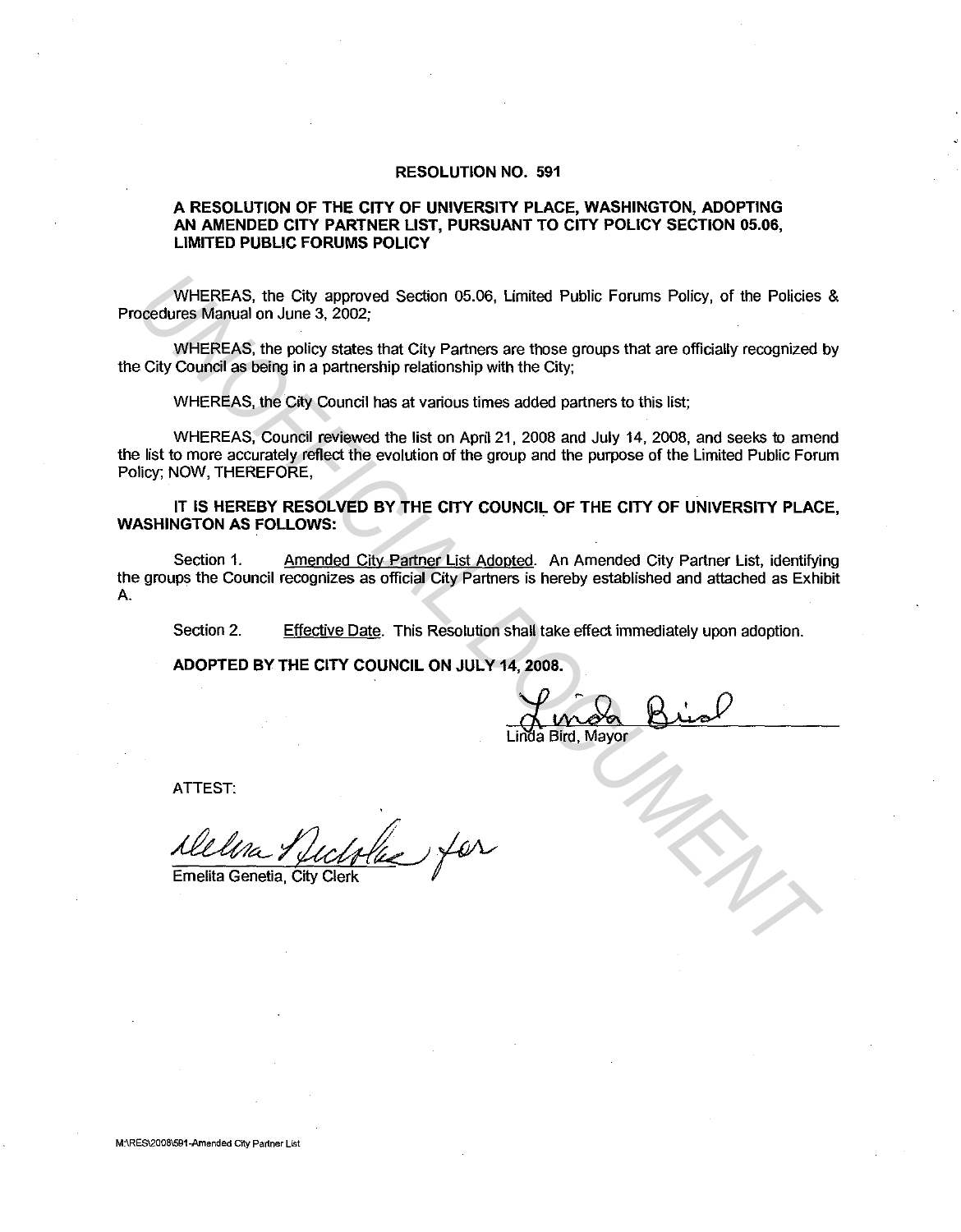# RESOLUTION NO. 591

## A RESOLUTION OF THE CITY OF UNIVERSITY PLACE, WASHINGTON, ADOPTING AN AMENDED CITY PARTNER LIST, PURSUANT TO CITY POLICY SECTION 05.06, LIMITED PUBLIC FORUMS POLICY

WHEREAS, the City approved Section 05.06, Limited Public Forums Policy, of the Policies & Procedures Manual on June 3, 2002;

WHEREAS, the policy states that City Partners are those groups that are officially recognized by the City Council as being in a partnership relationship with the City;

WHEREAS, the City Council has at various times added partners to this list;

WHEREAS, Council reviewed the list on April 21, 2008 and July 14, 2008, and seeks to amend the list to more accurately reflect the evolution of the group and the purpose of the Limited Public Forum Policy; NOW, THEREFORE,

**IT IS HEREBY RESOLVED BY THE CITY COUNCIL OF THE CITY OF UNIVERSITY PLACE, WASHINGTON AS FOLLOWS:**

Section 1. Amended City Partner List Adopted. An Amended City Partner List, identifying the groups the Council recognizes as official City Partners is hereby established and attached as Exhibit A.

Section 2. Effective Date. This Resolution shall take effect immediately upon adoption.

**ADOPTED BY THE CITY COUNCIL ON JULY 14, 2008.**

Linda Bird, Mayor

ATTEST:

for
Emelita Genetia, City Clerk

M:\RES\2008\591-Amended City Partner List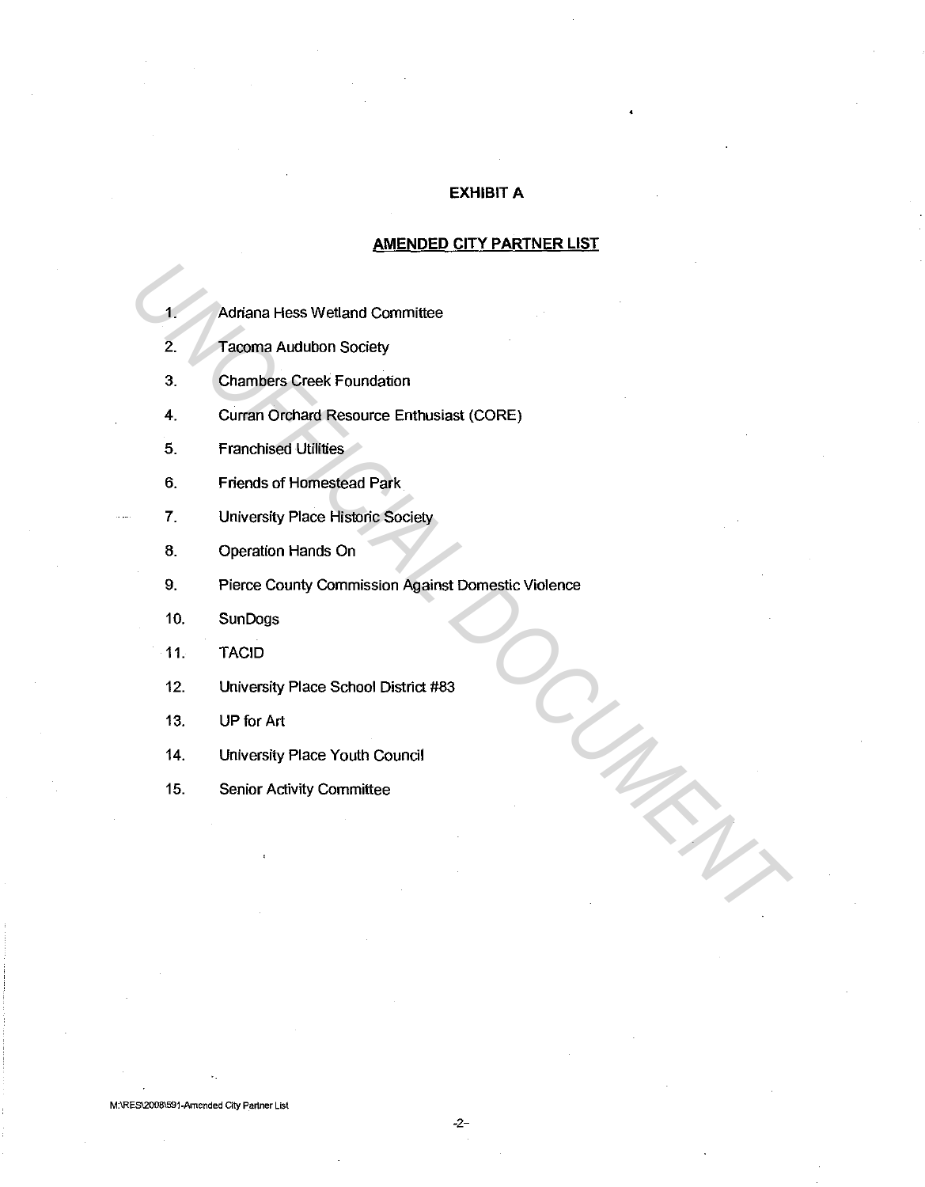**EXHIBIT A**

**AMENDED CITY PARTNER LIST**

1. Adriana Hess Wetland Committee
2. Tacoma Audubon Society
3. Chambers Creek Foundation
4. Curran Orchard Resource Enthusiast (CORE)
5. Franchised Utilities
6. Friends of Homestead Park
7. University Place Historic Society
8. Operation Hands On
9. Pierce County Commission Against Domestic Violence
10. SunDogs
11. TACID
12. University Place School District #83
13. UP for Art
14. University Place Youth Council
15. Senior Activity Committee

M:\RES\2008\591-Amended City Partner List